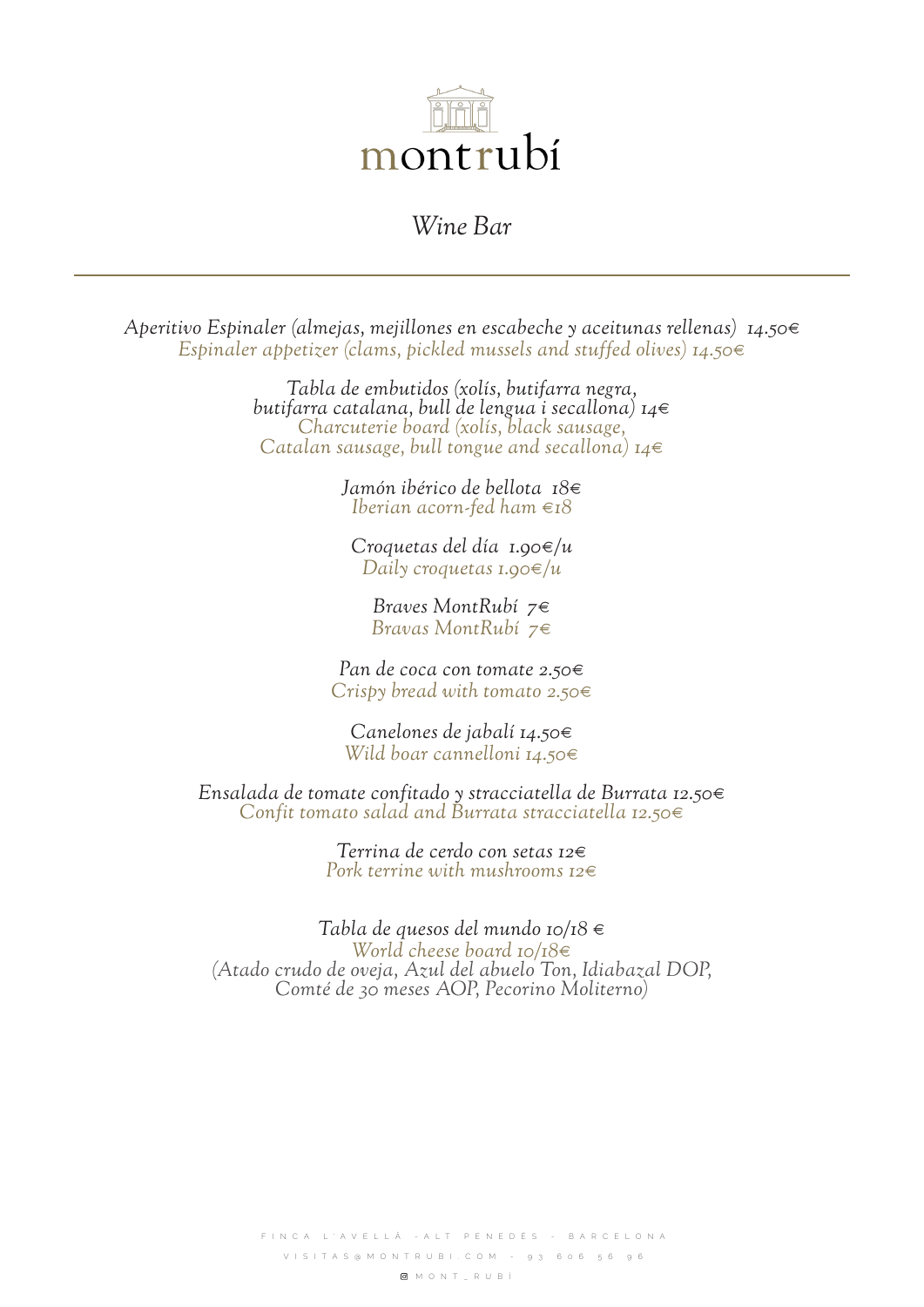# montrubí

## *Wine Bar*

---

*Aperitivo Espinaler (almejas, mejillones en escabeche y aceitunas rellenas) 14.50€*
*Espinaler appetizer (clams, pickled mussels and stuffed olives) 14.50€*

*Tabla de embutidos (xolís, butifarra negra, butifarra catalana, bull de lengua i secallona) 14€*
*Charcuterie board (xolís, black sausage, Catalan sausage, bull tongue and secallona) 14€*

*Jamón ibérico de bellota 18€*
*Iberian acorn-fed ham €18*

*Croquetas del día 1.90€/u*
*Daily croquetas 1.90€/u*

*Braves MontRubí 7€*
*Bravas MontRubí 7€*

*Pan de coca con tomate 2.50€*
*Crispy bread with tomato 2.50€*

*Canelones de jabalí 14.50€*
*Wild boar cannelloni 14.50€*

*Ensalada de tomate confitado y stracciatella de Burrata 12.50€*
*Confit tomato salad and Burrata stracciatella 12.50€*

*Terrina de cerdo con setas 12€*
*Pork terrine with mushrooms 12€*

*Tabla de quesos del mundo 10/18 €*
*World cheese board 10/18€*
*(Atado crudo de oveja, Azul del abuelo Ton, Idiabazal DOP, Comté de 30 meses AOP, Pecorino Moliterno)*

FINCA L'AVELLÀ - ALT PENEDÈS - BARCELONA
VISITAS@MONTRUBI.COM - 93 606 56 96
MONT_RUBÍ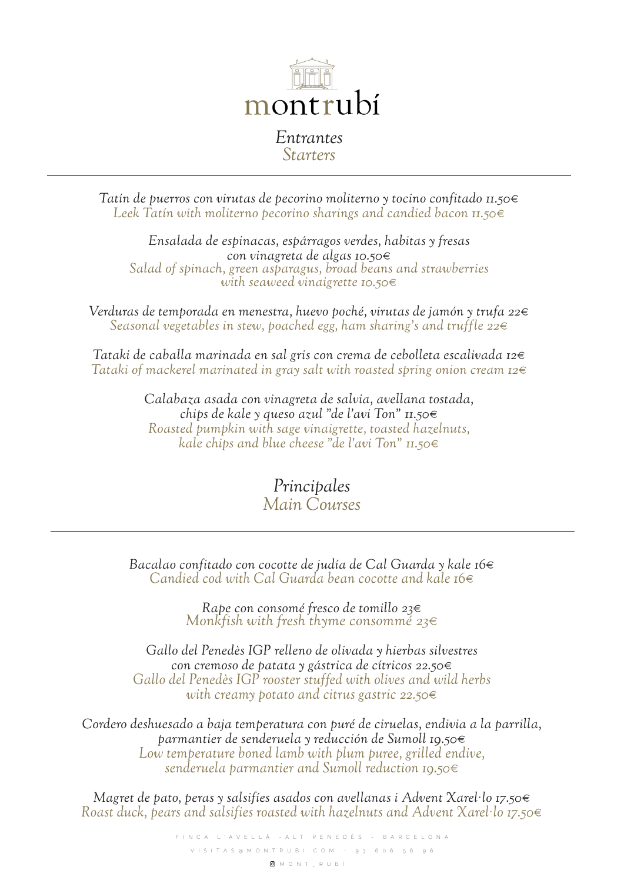# montrubí

## *Entrantes*
## *Starters*

---

*Tatín de puerros con virutas de pecorino moliterno y tocino confitado 11.50€*
*Leek Tatín with moliterno pecorino sharings and candied bacon 11.50€*

*Ensalada de espinacas, espárragos verdes, habitas y fresas con vinagreta de algas 10.50€*
*Salad of spinach, green asparagus, broad beans and strawberries with seaweed vinaigrette 10.50€*

*Verduras de temporada en menestra, huevo poché, virutas de jamón y trufa 22€*
*Seasonal vegetables in stew, poached egg, ham sharing's and truffle 22€*

*Tataki de caballa marinada en sal gris con crema de cebolleta escalivada 12€*
*Tataki of mackerel marinated in gray salt with roasted spring onion cream 12€*

*Calabaza asada con vinagreta de salvia, avellana tostada, chips de kale y queso azul "de l'avi Ton" 11.50€*
*Roasted pumpkin with sage vinaigrette, toasted hazelnuts, kale chips and blue cheese "de l'avi Ton" 11.50€*

## *Principales*
## *Main Courses*

---

*Bacalao confitado con cocotte de judía de Cal Guarda y kale 16€*
*Candied cod with Cal Guarda bean cocotte and kale 16€*

*Rape con consomé fresco de tomillo 23€*
*Monkfish with fresh thyme consommé 23€*

*Gallo del Penedès IGP relleno de olivada y hierbas silvestres con cremoso de patata y gástrica de cítricos 22.50€*
*Gallo del Penedès IGP rooster stuffed with olives and wild herbs with creamy potato and citrus gastric 22.50€*

*Cordero deshuesado a baja temperatura con puré de ciruelas, endivia a la parrilla, parmantier de senderuela y reducción de Sumoll 19.50€*
*Low temperature boned lamb with plum puree, grilled endive, senderuela parmantier and Sumoll reduction 19.50€*

*Magret de pato, peras y salsifíes asados con avellanas i Advent Xarel·lo 17.50€*
*Roast duck, pears and salsifies roasted with hazelnuts and Advent Xarel·lo 17.50€*

FINCA L'AVELLÀ - ALT PENEDÈS - BARCELONA
VISITAS@MONTRUBI.COM - 93 606 56 96
@MONT_RUBÍ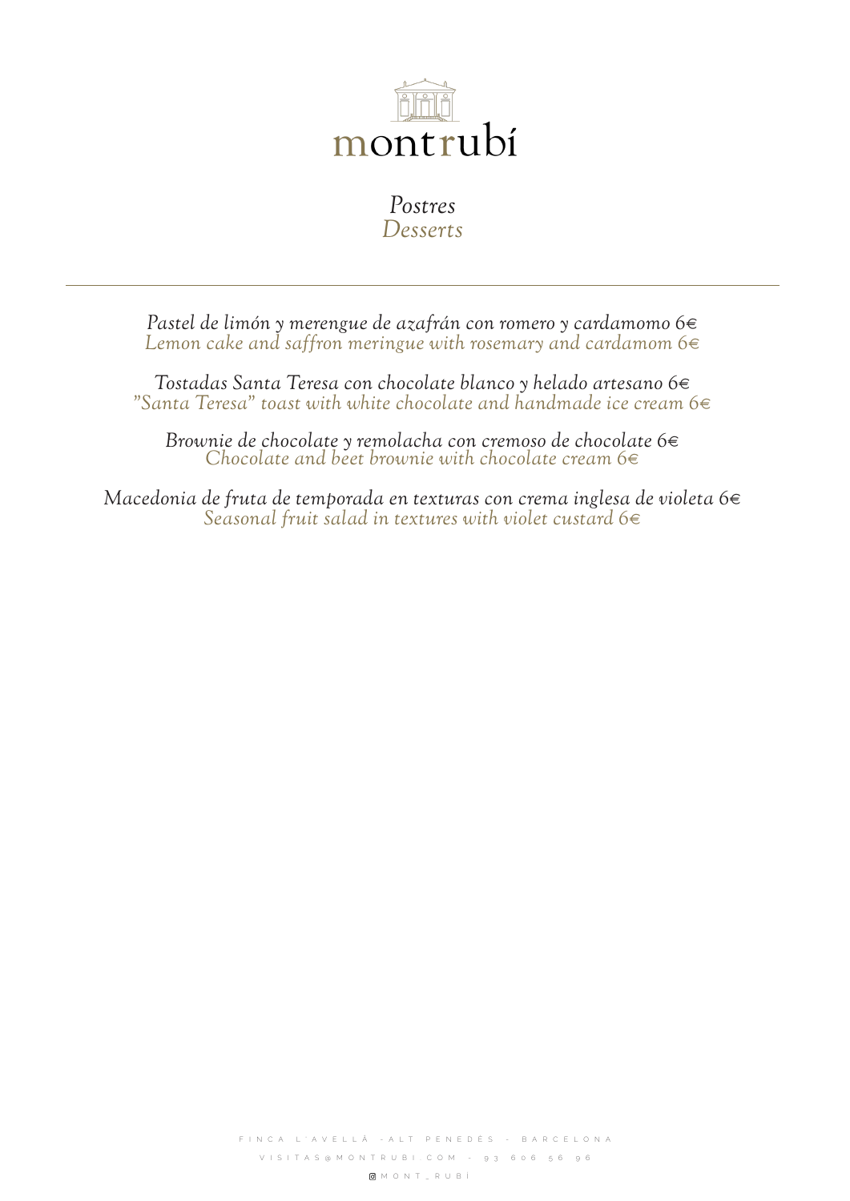montrubí

# *Postres*
## *Desserts*

---

*Pastel de limón y merengue de azafrán con romero y cardamomo 6€*
*Lemon cake and saffron meringue with rosemary and cardamom 6€*

*Tostadas Santa Teresa con chocolate blanco y helado artesano 6€*
*"Santa Teresa" toast with white chocolate and handmade ice cream 6€*

*Brownie de chocolate y remolacha con cremoso de chocolate 6€*
*Chocolate and beet brownie with chocolate cream 6€*

*Macedonia de fruta de temporada en texturas con crema inglesa de violeta 6€*
*Seasonal fruit salad in textures with violet custard 6€*

FINCA L'AVELLÀ - ALT PENEDÈS - BARCELONA
VISITAS@MONTRUBI.COM - 93 606 56 96
@MONT_RUBI